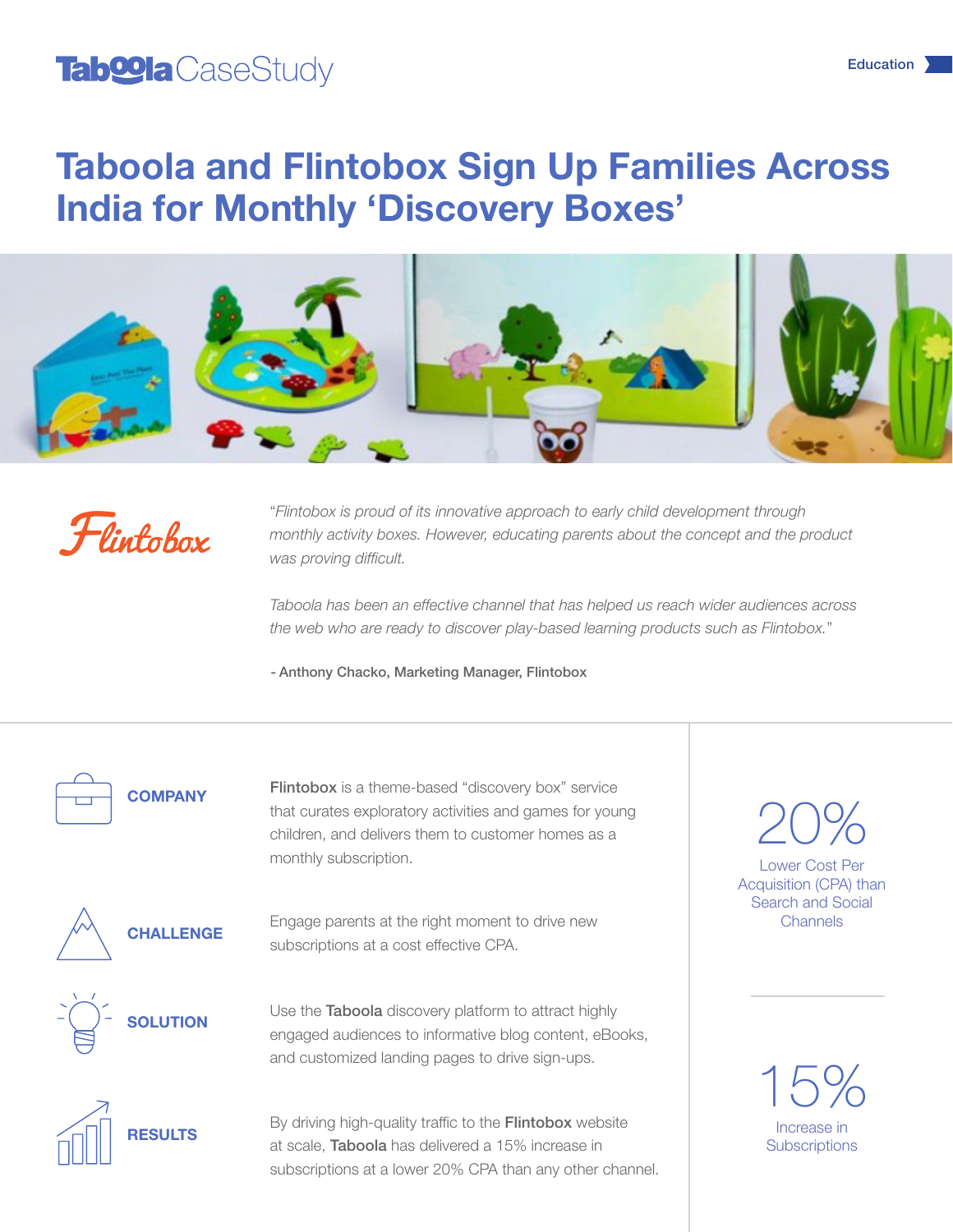Taboola CaseStudy

Education

# Taboola and Flintobox Sign Up Families Across India for Monthly 'Discovery Boxes'

Flintobox

*"Flintobox is proud of its innovative approach to early child development through monthly activity boxes. However, educating parents about the concept and the product was proving difficult.*

*Taboola has been an effective channel that has helped us reach wider audiences across the web who are ready to discover play-based learning products such as Flintobox."*

**- Anthony Chacko, Marketing Manager, Flintobox**

## COMPANY

**Flintobox** is a theme-based "discovery box" service that curates exploratory activities and games for young children, and delivers them to customer homes as a monthly subscription.

## CHALLENGE

Engage parents at the right moment to drive new subscriptions at a cost effective CPA.

## SOLUTION

Use the **Taboola** discovery platform to attract highly engaged audiences to informative blog content, eBooks, and customized landing pages to drive sign-ups.

## RESULTS

By driving high-quality traffic to the **Flintobox** website at scale, **Taboola** has delivered a 15% increase in subscriptions at a lower 20% CPA than any other channel.

**20%**
Lower Cost Per Acquisition (CPA) than Search and Social Channels

**15%**
Increase in Subscriptions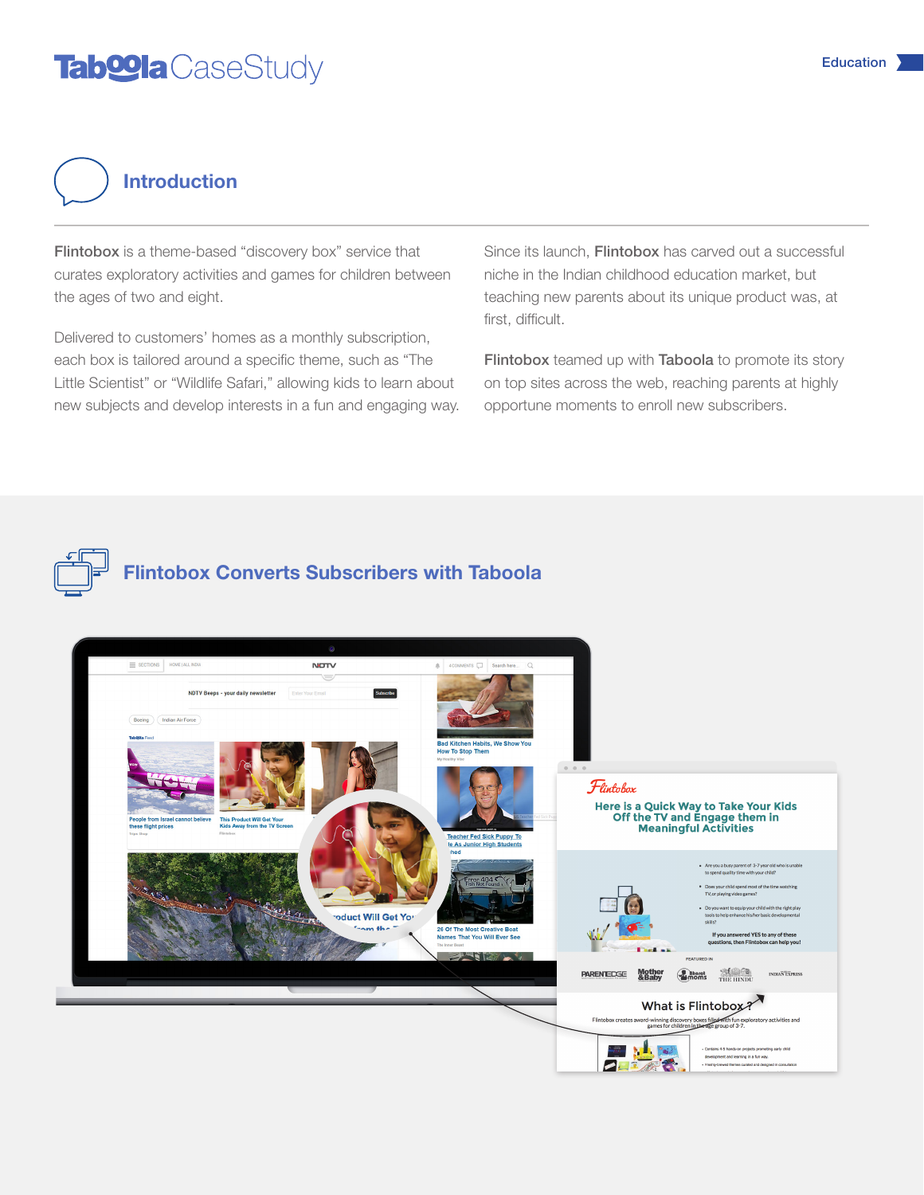# Taboola Case Study

Education

## Introduction

**Flintobox** is a theme-based "discovery box" service that curates exploratory activities and games for children between the ages of two and eight.

Delivered to customers' homes as a monthly subscription, each box is tailored around a specific theme, such as "The Little Scientist" or "Wildlife Safari," allowing kids to learn about new subjects and develop interests in a fun and engaging way.

Since its launch, **Flintobox** has carved out a successful niche in the Indian childhood education market, but teaching new parents about its unique product was, at first, difficult.

**Flintobox** teamed up with **Taboola** to promote its story on top sites across the web, reaching parents at highly opportune moments to enroll new subscribers.

## Flintobox Converts Subscribers with Taboola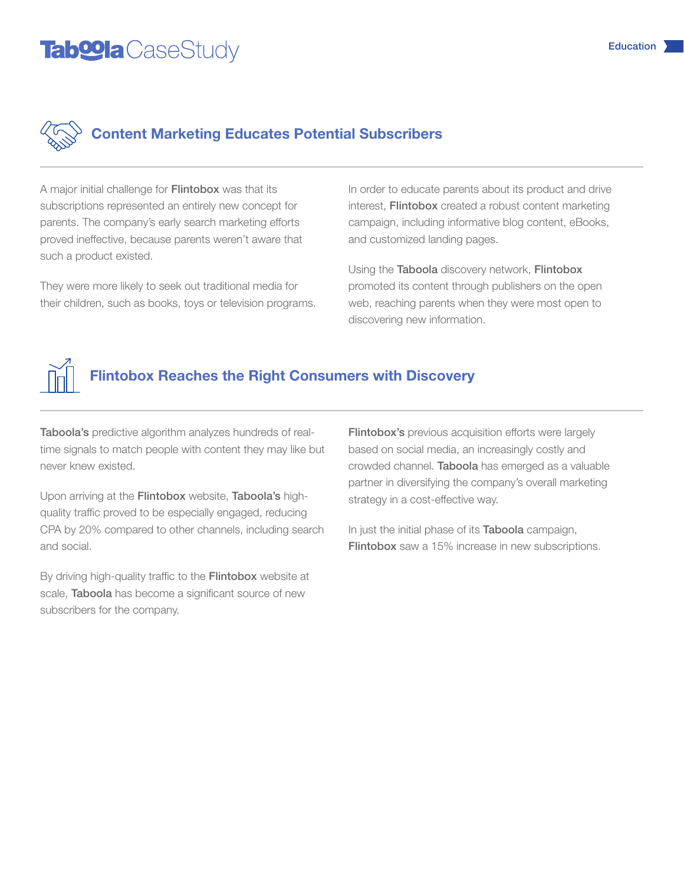## Content Marketing Educates Potential Subscribers

A major initial challenge for **Flintobox** was that its subscriptions represented an entirely new concept for parents. The company's early search marketing efforts proved ineffective, because parents weren't aware that such a product existed.

They were more likely to seek out traditional media for their children, such as books, toys or television programs.

In order to educate parents about its product and drive interest, **Flintobox** created a robust content marketing campaign, including informative blog content, eBooks, and customized landing pages.

Using the **Taboola** discovery network, **Flintobox** promoted its content through publishers on the open web, reaching parents when they were most open to discovering new information.

## Flintobox Reaches the Right Consumers with Discovery

**Taboola's** predictive algorithm analyzes hundreds of real-time signals to match people with content they may like but never knew existed.

Upon arriving at the **Flintobox** website, **Taboola's** high-quality traffic proved to be especially engaged, reducing CPA by 20% compared to other channels, including search and social.

By driving high-quality traffic to the **Flintobox** website at scale, **Taboola** has become a significant source of new subscribers for the company.

**Flintobox's** previous acquisition efforts were largely based on social media, an increasingly costly and crowded channel. **Taboola** has emerged as a valuable partner in diversifying the company's overall marketing strategy in a cost-effective way.

In just the initial phase of its **Taboola** campaign, **Flintobox** saw a 15% increase in new subscriptions.